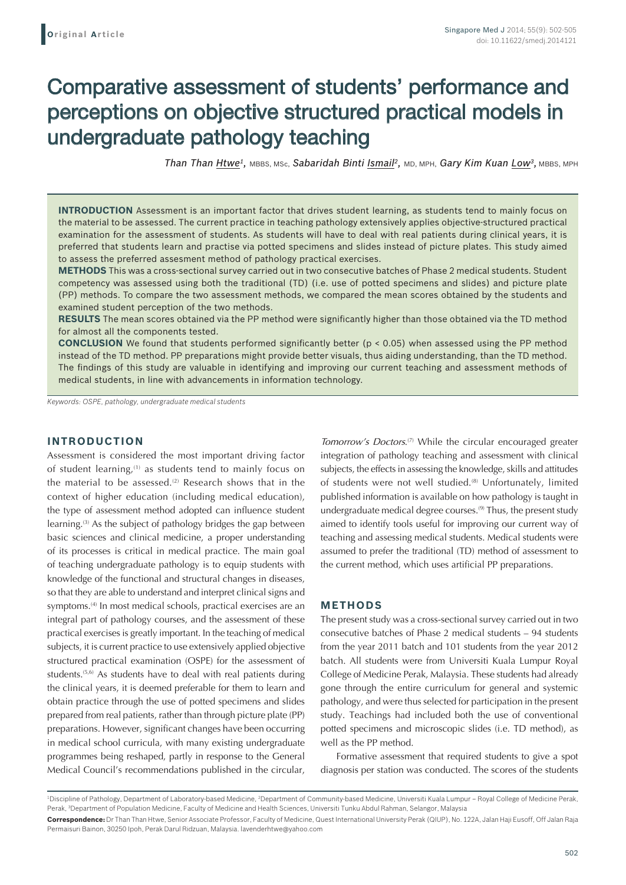Original Article

# Comparative assessment of students' performance and perceptions on objective structured practical models in undergraduate pathology teaching

*Than Than Htwe*[1], MBBS, MSc, *Sabaridah Binti Ismail*[2], MD, MPH, *Gary Kim Kuan Low*[3], MBBS, MPH

**INTRODUCTION** Assessment is an important factor that drives student learning, as students tend to mainly focus on the material to be assessed. The current practice in teaching pathology extensively applies objective-structured practical examination for the assessment of students. As students will have to deal with real patients during clinical years, it is preferred that students learn and practise via potted specimens and slides instead of picture plates. This study aimed to assess the preferred assesment method of pathology practical exercises.

**METHODS** This was a cross-sectional survey carried out in two consecutive batches of Phase 2 medical students. Student competency was assessed using both the traditional (TD) (i.e. use of potted specimens and slides) and picture plate (PP) methods. To compare the two assessment methods, we compared the mean scores obtained by the students and examined student perception of the two methods.

**RESULTS** The mean scores obtained via the PP method were significantly higher than those obtained via the TD method for almost all the components tested.

**CONCLUSION** We found that students performed significantly better ($p < 0.05$) when assessed using the PP method instead of the TD method. PP preparations might provide better visuals, thus aiding understanding, than the TD method. The findings of this study are valuable in identifying and improving our current teaching and assessment methods of medical students, in line with advancements in information technology.

*Keywords: OSPE, pathology, undergraduate medical students*

## INTRODUCTION

Assessment is considered the most important driving factor of student learning,[1] as students tend to mainly focus on the material to be assessed.[2] Research shows that in the context of higher education (including medical education), the type of assessment method adopted can influence student learning.[3] As the subject of pathology bridges the gap between basic sciences and clinical medicine, a proper understanding of its processes is critical in medical practice. The main goal of teaching undergraduate pathology is to equip students with knowledge of the functional and structural changes in diseases, so that they are able to understand and interpret clinical signs and symptoms.[4] In most medical schools, practical exercises are an integral part of pathology courses, and the assessment of these practical exercises is greatly important. In the teaching of medical subjects, it is current practice to use extensively applied objective structured practical examination (OSPE) for the assessment of students.[5,6] As students have to deal with real patients during the clinical years, it is deemed preferable for them to learn and obtain practice through the use of potted specimens and slides prepared from real patients, rather than through picture plate (PP) preparations. However, significant changes have been occurring in medical school curricula, with many existing undergraduate programmes being reshaped, partly in response to the General Medical Council's recommendations published in the circular, *Tomorrow's Doctors*.[7] While the circular encouraged greater integration of pathology teaching and assessment with clinical subjects, the effects in assessing the knowledge, skills and attitudes of students were not well studied.[8] Unfortunately, limited published information is available on how pathology is taught in undergraduate medical degree courses.[9] Thus, the present study aimed to identify tools useful for improving our current way of teaching and assessing medical students. Medical students were assumed to prefer the traditional (TD) method of assessment to the current method, which uses artificial PP preparations.

## METHODS

The present study was a cross-sectional survey carried out in two consecutive batches of Phase 2 medical students – 94 students from the year 2011 batch and 101 students from the year 2012 batch. All students were from Universiti Kuala Lumpur Royal College of Medicine Perak, Malaysia. These students had already gone through the entire curriculum for general and systemic pathology, and were thus selected for participation in the present study. Teachings had included both the use of conventional potted specimens and microscopic slides (i.e. TD method), as well as the PP method.

Formative assessment that required students to give a spot diagnosis per station was conducted. The scores of the students

[1]Discipline of Pathology, Department of Laboratory-based Medicine, [2]Department of Community-based Medicine, Universiti Kuala Lumpur – Royal College of Medicine Perak, Perak, [3]Department of Population Medicine, Faculty of Medicine and Health Sciences, Universiti Tunku Abdul Rahman, Selangor, Malaysia

**Correspondence:** Dr Than Than Htwe, Senior Associate Professor, Faculty of Medicine, Quest International University Perak (QIUP), No. 122A, Jalan Haji Eusoff, Off Jalan Raja Permaisuri Bainon, 30250 Ipoh, Perak Darul Ridzuan, Malaysia. lavenderhtwe@yahoo.com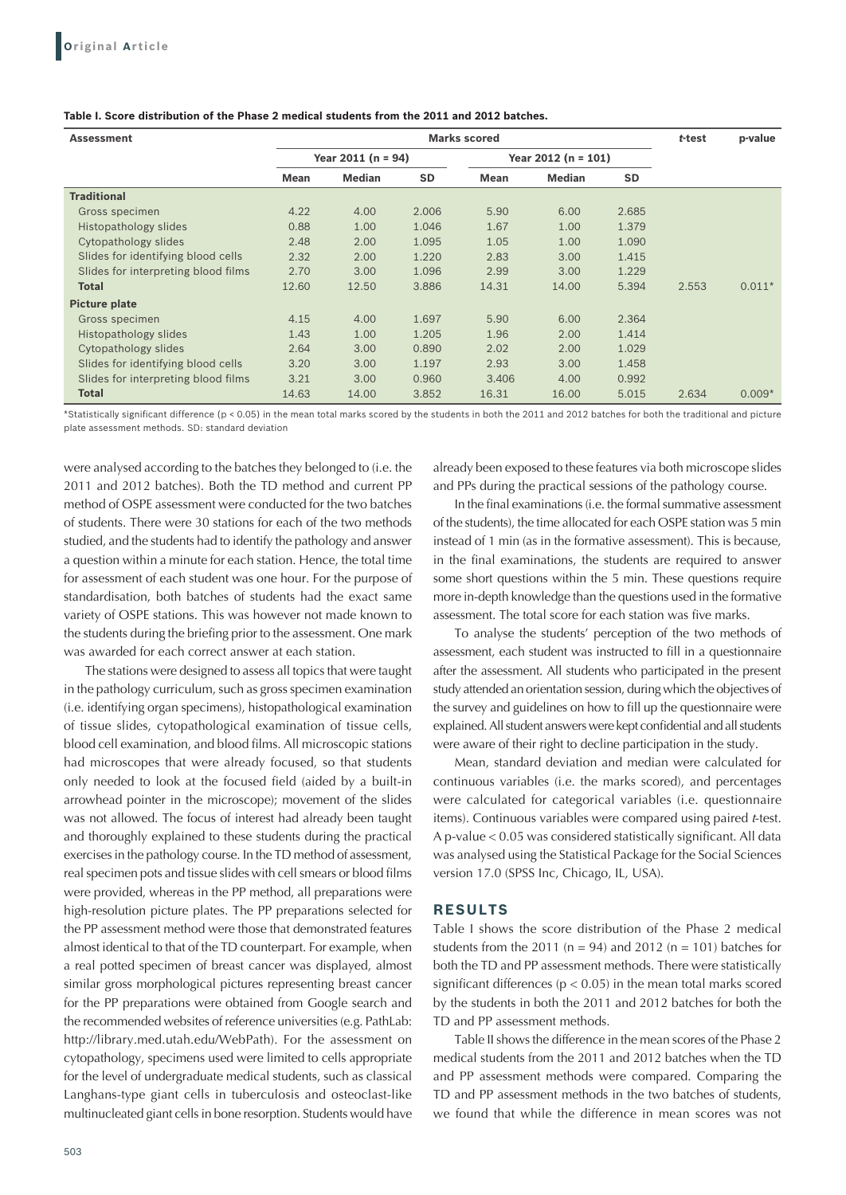**Table I. Score distribution of the Phase 2 medical students from the 2011 and 2012 batches.**

| Assessment | Marks scored | | | | | | *t*-test | p-value |
|---|---|---|---|---|---|---|---|---|
| | Year 2011 (n = 94) | | | Year 2012 (n = 101) | | | | |
| | Mean | Median | SD | Mean | Median | SD | | |
| **Traditional** | | | | | | | | |
| Gross specimen | 4.22 | 4.00 | 2.006 | 5.90 | 6.00 | 2.685 | | |
| Histopathology slides | 0.88 | 1.00 | 1.046 | 1.67 | 1.00 | 1.379 | | |
| Cytopathology slides | 2.48 | 2.00 | 1.095 | 1.05 | 1.00 | 1.090 | | |
| Slides for identifying blood cells | 2.32 | 2.00 | 1.220 | 2.83 | 3.00 | 1.415 | | |
| Slides for interpreting blood films | 2.70 | 3.00 | 1.096 | 2.99 | 3.00 | 1.229 | | |
| **Total** | 12.60 | 12.50 | 3.886 | 14.31 | 14.00 | 5.394 | 2.553 | 0.011* |
| **Picture plate** | | | | | | | | |
| Gross specimen | 4.15 | 4.00 | 1.697 | 5.90 | 6.00 | 2.364 | | |
| Histopathology slides | 1.43 | 1.00 | 1.205 | 1.96 | 2.00 | 1.414 | | |
| Cytopathology slides | 2.64 | 3.00 | 0.890 | 2.02 | 2.00 | 1.029 | | |
| Slides for identifying blood cells | 3.20 | 3.00 | 1.197 | 2.93 | 3.00 | 1.458 | | |
| Slides for interpreting blood films | 3.21 | 3.00 | 0.960 | 3.406 | 4.00 | 0.992 | | |
| **Total** | 14.63 | 14.00 | 3.852 | 16.31 | 16.00 | 5.015 | 2.634 | 0.009* |

*Statistically significant difference ($p < 0.05$) in the mean total marks scored by the students in both the 2011 and 2012 batches for both the traditional and picture plate assessment methods. SD: standard deviation

were analysed according to the batches they belonged to (i.e. the 2011 and 2012 batches). Both the TD method and current PP method of OSPE assessment were conducted for the two batches of students. There were 30 stations for each of the two methods studied, and the students had to identify the pathology and answer a question within a minute for each station. Hence, the total time for assessment of each student was one hour. For the purpose of standardisation, both batches of students had the exact same variety of OSPE stations. This was however not made known to the students during the briefing prior to the assessment. One mark was awarded for each correct answer at each station.

The stations were designed to assess all topics that were taught in the pathology curriculum, such as gross specimen examination (i.e. identifying organ specimens), histopathological examination of tissue slides, cytopathological examination of tissue cells, blood cell examination, and blood films. All microscopic stations had microscopes that were already focused, so that students only needed to look at the focused field (aided by a built-in arrowhead pointer in the microscope); movement of the slides was not allowed. The focus of interest had already been taught and thoroughly explained to these students during the practical exercises in the pathology course. In the TD method of assessment, real specimen pots and tissue slides with cell smears or blood films were provided, whereas in the PP method, all preparations were high-resolution picture plates. The PP preparations selected for the PP assessment method were those that demonstrated features almost identical to that of the TD counterpart. For example, when a real potted specimen of breast cancer was displayed, almost similar gross morphological pictures representing breast cancer for the PP preparations were obtained from Google search and the recommended websites of reference universities (e.g. PathLab: http://library.med.utah.edu/WebPath). For the assessment on cytopathology, specimens used were limited to cells appropriate for the level of undergraduate medical students, such as classical Langhans-type giant cells in tuberculosis and osteoclast-like multinucleated giant cells in bone resorption. Students would have already been exposed to these features via both microscope slides and PPs during the practical sessions of the pathology course.

In the final examinations (i.e. the formal summative assessment of the students), the time allocated for each OSPE station was 5 min instead of 1 min (as in the formative assessment). This is because, in the final examinations, the students are required to answer some short questions within the 5 min. These questions require more in-depth knowledge than the questions used in the formative assessment. The total score for each station was five marks.

To analyse the students' perception of the two methods of assessment, each student was instructed to fill in a questionnaire after the assessment. All students who participated in the present study attended an orientation session, during which the objectives of the survey and guidelines on how to fill up the questionnaire were explained. All student answers were kept confidential and all students were aware of their right to decline participation in the study.

Mean, standard deviation and median were calculated for continuous variables (i.e. the marks scored), and percentages were calculated for categorical variables (i.e. questionnaire items). Continuous variables were compared using paired *t*-test. A p-value < 0.05 was considered statistically significant. All data was analysed using the Statistical Package for the Social Sciences version 17.0 (SPSS Inc, Chicago, IL, USA).

## RESULTS

Table I shows the score distribution of the Phase 2 medical students from the 2011 (n = 94) and 2012 (n = 101) batches for both the TD and PP assessment methods. There were statistically significant differences ($p < 0.05$) in the mean total marks scored by the students in both the 2011 and 2012 batches for both the TD and PP assessment methods.

Table II shows the difference in the mean scores of the Phase 2 medical students from the 2011 and 2012 batches when the TD and PP assessment methods were compared. Comparing the TD and PP assessment methods in the two batches of students, we found that while the difference in mean scores was not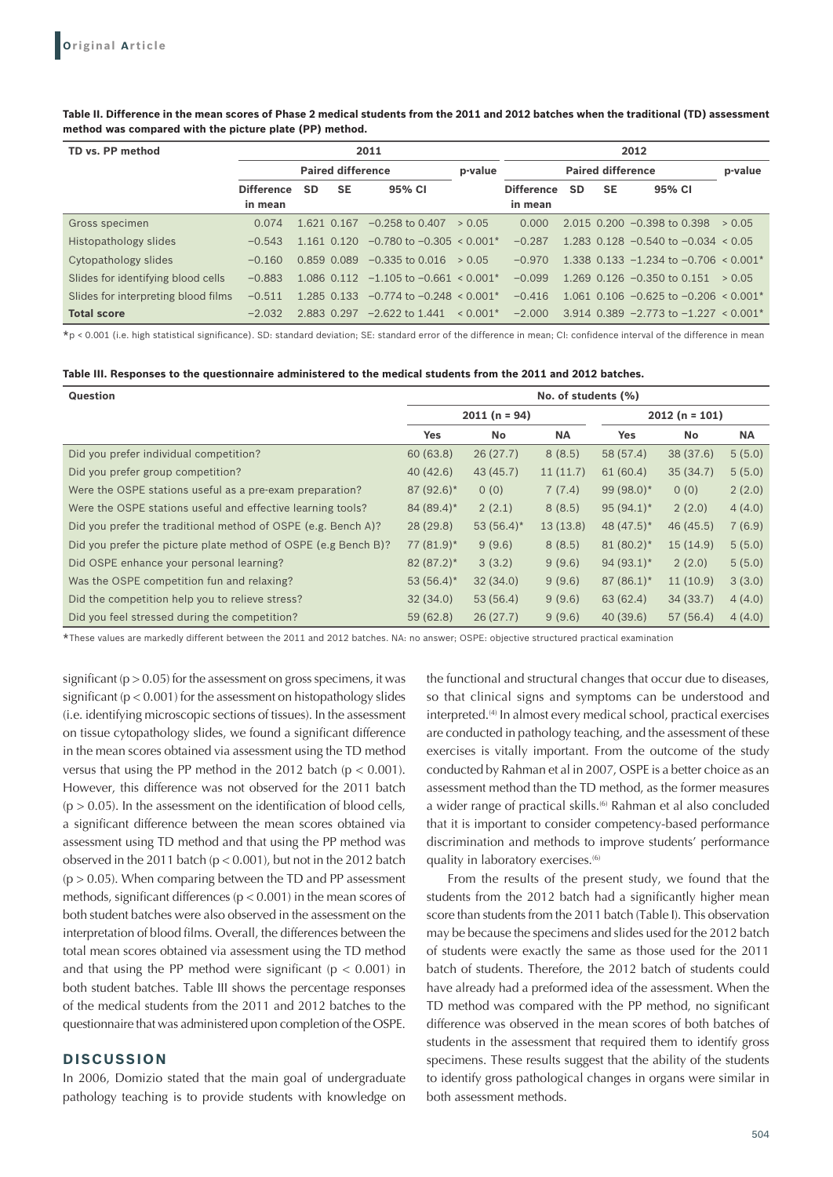**Table II. Difference in the mean scores of Phase 2 medical students from the 2011 and 2012 batches when the traditional (TD) assessment method was compared with the picture plate (PP) method.**

| TD vs. PP method | 2011 | | | | | 2012 | | | | |
|---|---|---|---|---|---|---|---|---|---|---|
| | Paired difference | | | | p-value | Paired difference | | | | p-value |
| | Difference in mean | SD | SE | 95% CI | | Difference in mean | SD | SE | 95% CI | |
| Gross specimen | 0.074 | 1.621 | 0.167 | −0.258 to 0.407 | > 0.05 | 0.000 | 2.015 | 0.200 | −0.398 to 0.398 | > 0.05 |
| Histopathology slides | −0.543 | 1.161 | 0.120 | −0.780 to −0.305 | < 0.001* | −0.287 | 1.283 | 0.128 | −0.540 to −0.034 | < 0.05 |
| Cytopathology slides | −0.160 | 0.859 | 0.089 | −0.335 to 0.016 | > 0.05 | −0.970 | 1.338 | 0.133 | −1.234 to −0.706 | < 0.001* |
| Slides for identifying blood cells | −0.883 | 1.086 | 0.112 | −1.105 to −0.661 | < 0.001* | −0.099 | 1.269 | 0.126 | −0.350 to 0.151 | > 0.05 |
| Slides for interpreting blood films | −0.511 | 1.285 | 0.133 | −0.774 to −0.248 | < 0.001* | −0.416 | 1.061 | 0.106 | −0.625 to −0.206 | < 0.001* |
| **Total score** | −2.032 | 2.883 | 0.297 | −2.622 to 1.441 | < 0.001* | −2.000 | 3.914 | 0.389 | −2.773 to −1.227 | < 0.001* |

*p < 0.001 (i.e. high statistical significance). SD: standard deviation; SE: standard error of the difference in mean; CI: confidence interval of the difference in mean

**Table III. Responses to the questionnaire administered to the medical students from the 2011 and 2012 batches.**

| Question | No. of students (%) | | | | | |
|---|---|---|---|---|---|---|
| | 2011 (n = 94) | | | 2012 (n = 101) | | |
| | Yes | No | NA | Yes | No | NA |
| Did you prefer individual competition? | 60 (63.8) | 26 (27.7) | 8 (8.5) | 58 (57.4) | 38 (37.6) | 5 (5.0) |
| Did you prefer group competition? | 40 (42.6) | 43 (45.7) | 11 (11.7) | 61 (60.4) | 35 (34.7) | 5 (5.0) |
| Were the OSPE stations useful as a pre-exam preparation? | 87 (92.6)* | 0 (0) | 7 (7.4) | 99 (98.0)* | 0 (0) | 2 (2.0) |
| Were the OSPE stations useful and effective learning tools? | 84 (89.4)* | 2 (2.1) | 8 (8.5) | 95 (94.1)* | 2 (2.0) | 4 (4.0) |
| Did you prefer the traditional method of OSPE (e.g. Bench A)? | 28 (29.8) | 53 (56.4)* | 13 (13.8) | 48 (47.5)* | 46 (45.5) | 7 (6.9) |
| Did you prefer the picture plate method of OSPE (e.g Bench B)? | 77 (81.9)* | 9 (9.6) | 8 (8.5) | 81 (80.2)* | 15 (14.9) | 5 (5.0) |
| Did OSPE enhance your personal learning? | 82 (87.2)* | 3 (3.2) | 9 (9.6) | 94 (93.1)* | 2 (2.0) | 5 (5.0) |
| Was the OSPE competition fun and relaxing? | 53 (56.4)* | 32 (34.0) | 9 (9.6) | 87 (86.1)* | 11 (10.9) | 3 (3.0) |
| Did the competition help you to relieve stress? | 32 (34.0) | 53 (56.4) | 9 (9.6) | 63 (62.4) | 34 (33.7) | 4 (4.0) |
| Did you feel stressed during the competition? | 59 (62.8) | 26 (27.7) | 9 (9.6) | 40 (39.6) | 57 (56.4) | 4 (4.0) |

*These values are markedly different between the 2011 and 2012 batches. NA: no answer; OSPE: objective structured practical examination

significant ($p > 0.05$) for the assessment on gross specimens, it was significant ($p < 0.001$) for the assessment on histopathology slides (i.e. identifying microscopic sections of tissues). In the assessment on tissue cytopathology slides, we found a significant difference in the mean scores obtained via assessment using the TD method versus that using the PP method in the 2012 batch ($p < 0.001$). However, this difference was not observed for the 2011 batch ($p > 0.05$). In the assessment on the identification of blood cells, a significant difference between the mean scores obtained via assessment using TD method and that using the PP method was observed in the 2011 batch ($p < 0.001$), but not in the 2012 batch ($p > 0.05$). When comparing between the TD and PP assessment methods, significant differences ($p < 0.001$) in the mean scores of both student batches were also observed in the assessment on the interpretation of blood films. Overall, the differences between the total mean scores obtained via assessment using the TD method and that using the PP method were significant ($p < 0.001$) in both student batches. Table III shows the percentage responses of the medical students from the 2011 and 2012 batches to the questionnaire that was administered upon completion of the OSPE.

## DISCUSSION

In 2006, Domizio stated that the main goal of undergraduate pathology teaching is to provide students with knowledge on the functional and structural changes that occur due to diseases, so that clinical signs and symptoms can be understood and interpreted.[4] In almost every medical school, practical exercises are conducted in pathology teaching, and the assessment of these exercises is vitally important. From the outcome of the study conducted by Rahman et al in 2007, OSPE is a better choice as an assessment method than the TD method, as the former measures a wider range of practical skills.[6] Rahman et al also concluded that it is important to consider competency-based performance discrimination and methods to improve students' performance quality in laboratory exercises.[6]

From the results of the present study, we found that the students from the 2012 batch had a significantly higher mean score than students from the 2011 batch (Table I). This observation may be because the specimens and slides used for the 2012 batch of students were exactly the same as those used for the 2011 batch of students. Therefore, the 2012 batch of students could have already had a preformed idea of the assessment. When the TD method was compared with the PP method, no significant difference was observed in the mean scores of both batches of students in the assessment that required them to identify gross specimens. These results suggest that the ability of the students to identify gross pathological changes in organs were similar in both assessment methods.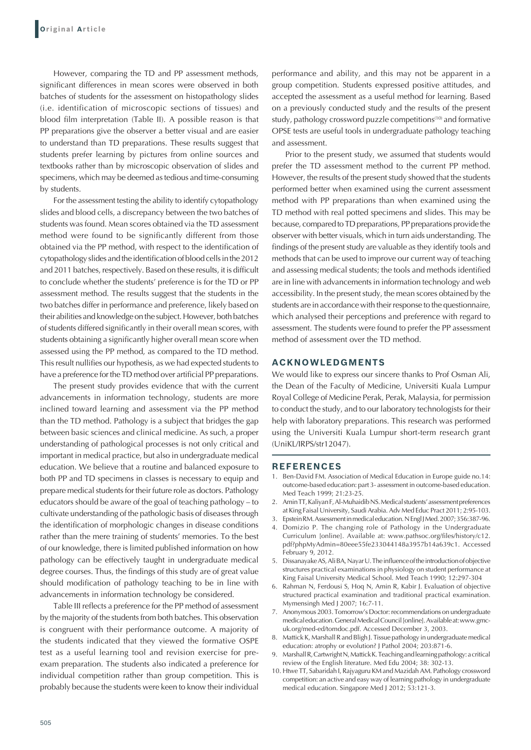However, comparing the TD and PP assessment methods, significant differences in mean scores were observed in both batches of students for the assessment on histopathology slides (i.e. identification of microscopic sections of tissues) and blood film interpretation (Table II). A possible reason is that PP preparations give the observer a better visual and are easier to understand than TD preparations. These results suggest that students prefer learning by pictures from online sources and textbooks rather than by microscopic observation of slides and specimens, which may be deemed as tedious and time-consuming by students.

For the assessment testing the ability to identify cytopathology slides and blood cells, a discrepancy between the two batches of students was found. Mean scores obtained via the TD assessment method were found to be significantly different from those obtained via the PP method, with respect to the identification of cytopathology slides and the identification of blood cells in the 2012 and 2011 batches, respectively. Based on these results, it is difficult to conclude whether the students' preference is for the TD or PP assessment method. The results suggest that the students in the two batches differ in performance and preference, likely based on their abilities and knowledge on the subject. However, both batches of students differed significantly in their overall mean scores, with students obtaining a significantly higher overall mean score when assessed using the PP method, as compared to the TD method. This result nullifies our hypothesis, as we had expected students to have a preference for the TD method over artificial PP preparations.

The present study provides evidence that with the current advancements in information technology, students are more inclined toward learning and assessment via the PP method than the TD method. Pathology is a subject that bridges the gap between basic sciences and clinical medicine. As such, a proper understanding of pathological processes is not only critical and important in medical practice, but also in undergraduate medical education. We believe that a routine and balanced exposure to both PP and TD specimens in classes is necessary to equip and prepare medical students for their future role as doctors. Pathology educators should be aware of the goal of teaching pathology – to cultivate understanding of the pathologic basis of diseases through the identification of morphologic changes in disease conditions rather than the mere training of students' memories. To the best of our knowledge, there is limited published information on how pathology can be effectively taught in undergraduate medical degree courses. Thus, the findings of this study are of great value should modification of pathology teaching to be in line with advancements in information technology be considered.

Table III reflects a preference for the PP method of assessment by the majority of the students from both batches. This observation is congruent with their performance outcome. A majority of the students indicated that they viewed the formative OSPE test as a useful learning tool and revision exercise for pre-exam preparation. The students also indicated a preference for individual competition rather than group competition. This is probably because the students were keen to know their individual performance and ability, and this may not be apparent in a group competition. Students expressed positive attitudes, and accepted the assessment as a useful method for learning. Based on a previously conducted study and the results of the present study, pathology crossword puzzle competitions[10] and formative OPSE tests are useful tools in undergraduate pathology teaching and assessment.

Prior to the present study, we assumed that students would prefer the TD assessment method to the current PP method. However, the results of the present study showed that the students performed better when examined using the current assessment method with PP preparations than when examined using the TD method with real potted specimens and slides. This may be because, compared to TD preparations, PP preparations provide the observer with better visuals, which in turn aids understanding. The findings of the present study are valuable as they identify tools and methods that can be used to improve our current way of teaching and assessing medical students; the tools and methods identified are in line with advancements in information technology and web accessibility. In the present study, the mean scores obtained by the students are in accordance with their response to the questionnaire, which analysed their perceptions and preference with regard to assessment. The students were found to prefer the PP assessment method of assessment over the TD method.

## ACKNOWLEDGMENTS

We would like to express our sincere thanks to Prof Osman Ali, the Dean of the Faculty of Medicine, Universiti Kuala Lumpur Royal College of Medicine Perak, Perak, Malaysia, for permission to conduct the study, and to our laboratory technologists for their help with laboratory preparations. This research was performed using the Universiti Kuala Lumpur short-term research grant (UniKL/IRPS/str12047).

## REFERENCES

1. Ben-David FM. Association of Medical Education in Europe guide no.14: outcome-based education: part 3- assessment in outcome-based education. Med Teach 1999; 21:23-25.
2. Amin TT, Kaliyan F, Al-Muhaidib NS. Medical students' assessment preferences at King Faisal University, Saudi Arabia. Adv Med Educ Pract 2011; 2:95-103.
3. Epstein RM. Assessment in medical education. N Engl J Med. 2007; 356:387-96.
4. Domizio P. The changing role of Pathology in the Undergraduate Curriculum [online]. Available at: www.pathsoc.org/files/history/c12.pdf?phpMyAdmin=80eee55fe233044148a3957b14a639c1. Accessed February 9, 2012.
5. Dissanayake AS, Ali BA, Nayar U. The influence of the introduction of objective structures practical examinations in physiology on student performance at King Faisal University Medical School. Med Teach 1990; 12:297-304
6. Rahman N, Ferdousi S, Hoq N, Amin R, Kabir J. Evaluation of objective structured practical examination and traditional practical examination. Mymensingh Med J 2007; 16:7-11.
7. Anonymous 2003. Tomorrow's Doctor: recommendations on undergraduate medical education. General Medical Council [online]. Available at: www.gmc-uk.org/med-ed/tomdoc.pdf. Accessed December 3, 2003.
8. Mattick K, Marshall R and Bligh J. Tissue pathology in undergraduate medical education: atrophy or evolution? J Pathol 2004; 203:871-6.
9. Marshall R, Cartwright N, Mattick K. Teaching and learning pathology: a critical review of the English literature. Med Edu 2004; 38: 302-13.
10. Htwe TT, Sabaridah I, Rajyaguru KM and Mazidah AM. Pathology crossword competition: an active and easy way of learning pathology in undergraduate medical education. Singapore Med J 2012; 53:121-3.